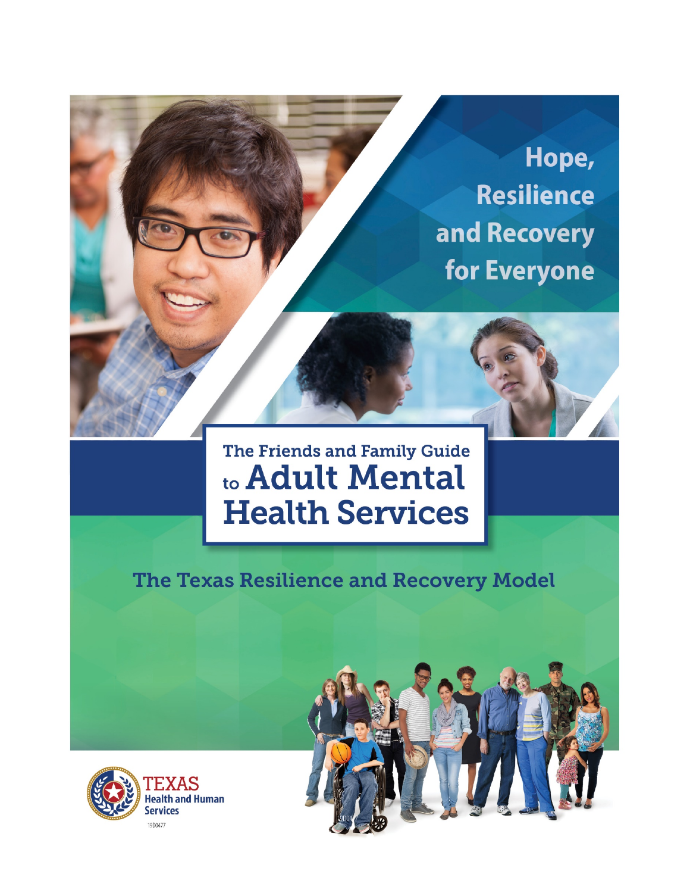Hope, Resilience and Recovery for Everyone

# The Friends and Family Guide to Adult Mental Health Services

## The Texas Resilience and Recovery Model

TEXAS Health and Human Services

19D0477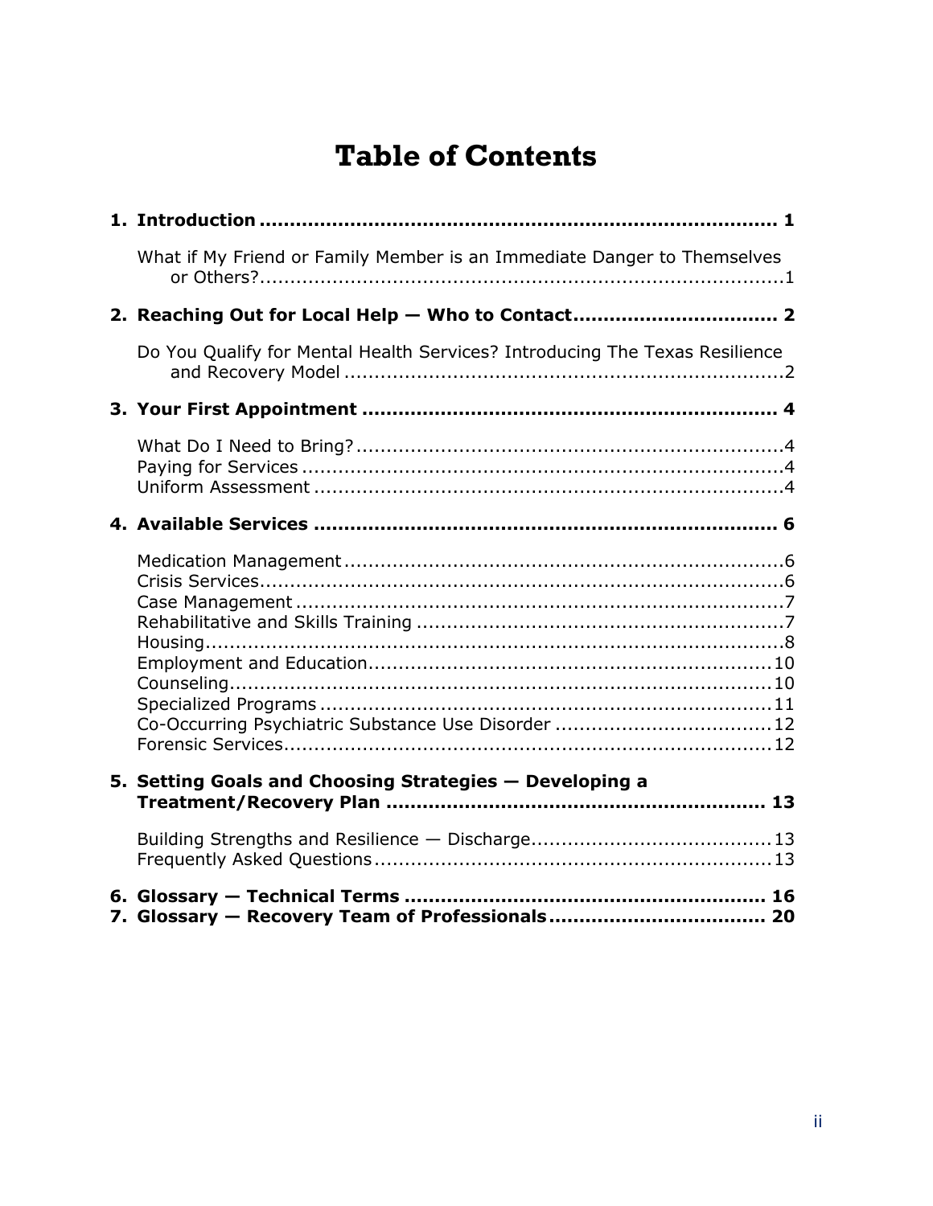# Table of Contents

**1. Introduction ........................................................................ 1**

What if My Friend or Family Member is an Immediate Danger to Themselves or Others?........................................................................1

**2. Reaching Out for Local Help — Who to Contact.................................. 2**

Do You Qualify for Mental Health Services? Introducing The Texas Resilience and Recovery Model .........................................................................2

**3. Your First Appointment ..................................................................... 4**

What Do I Need to Bring?.......................................................................4
Paying for Services ................................................................................4
Uniform Assessment ..............................................................................4

**4. Available Services ............................................................................ 6**

Medication Management.........................................................................6
Crisis Services........................................................................................6
Case Management .................................................................................7
Rehabilitative and Skills Training .............................................................7
Housing..................................................................................................8
Employment and Education...................................................................10
Counseling............................................................................................10
Specialized Programs ...........................................................................11
Co-Occurring Psychiatric Substance Use Disorder ....................................12
Forensic Services..................................................................................12

**5. Setting Goals and Choosing Strategies — Developing a Treatment/Recovery Plan .............................................................. 13**

Building Strengths and Resilience — Discharge.......................................13
Frequently Asked Questions..................................................................13

**6. Glossary — Technical Terms ........................................................... 16**
**7. Glossary — Recovery Team of Professionals.................................... 20**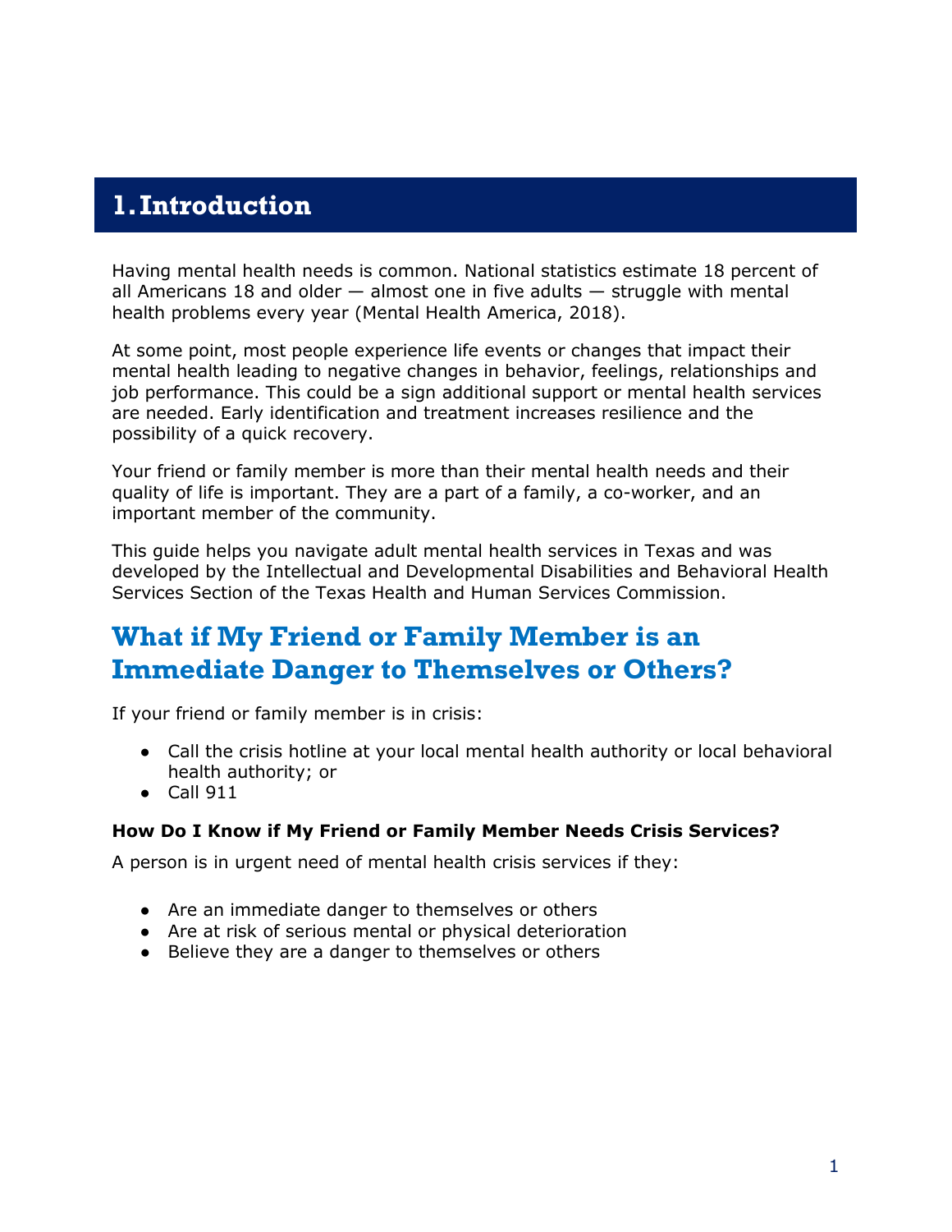# 1. Introduction

Having mental health needs is common. National statistics estimate 18 percent of all Americans 18 and older — almost one in five adults — struggle with mental health problems every year (Mental Health America, 2018).

At some point, most people experience life events or changes that impact their mental health leading to negative changes in behavior, feelings, relationships and job performance. This could be a sign additional support or mental health services are needed. Early identification and treatment increases resilience and the possibility of a quick recovery.

Your friend or family member is more than their mental health needs and their quality of life is important. They are a part of a family, a co-worker, and an important member of the community.

This guide helps you navigate adult mental health services in Texas and was developed by the Intellectual and Developmental Disabilities and Behavioral Health Services Section of the Texas Health and Human Services Commission.

## What if My Friend or Family Member is an Immediate Danger to Themselves or Others?

If your friend or family member is in crisis:

- Call the crisis hotline at your local mental health authority or local behavioral health authority; or
- Call 911

### How Do I Know if My Friend or Family Member Needs Crisis Services?

A person is in urgent need of mental health crisis services if they:

- Are an immediate danger to themselves or others
- Are at risk of serious mental or physical deterioration
- Believe they are a danger to themselves or others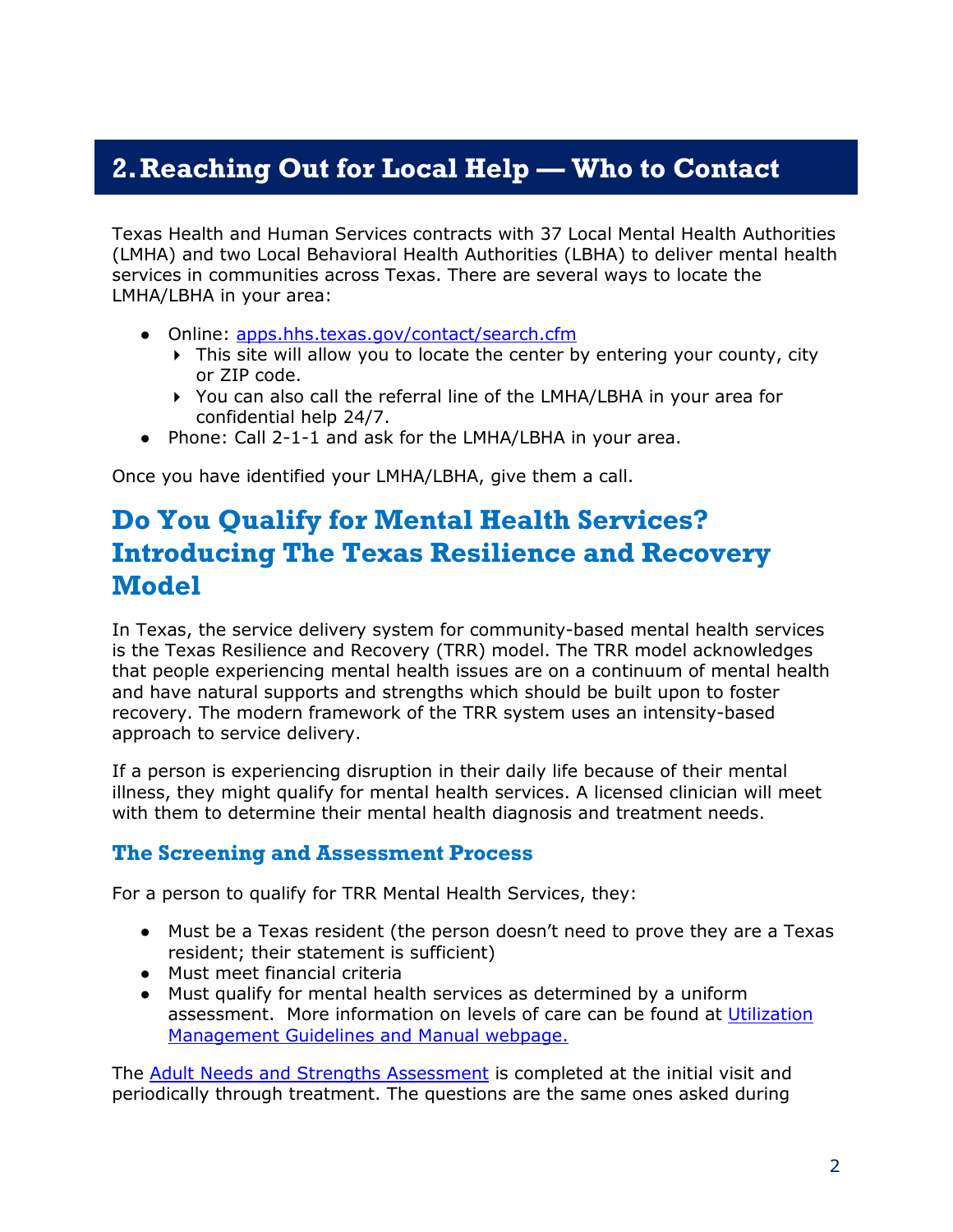## 2. Reaching Out for Local Help — Who to Contact

Texas Health and Human Services contracts with 37 Local Mental Health Authorities (LMHA) and two Local Behavioral Health Authorities (LBHA) to deliver mental health services in communities across Texas. There are several ways to locate the LMHA/LBHA in your area:

- Online: [apps.hhs.texas.gov/contact/search.cfm](apps.hhs.texas.gov/contact/search.cfm)
  - This site will allow you to locate the center by entering your county, city or ZIP code.
  - You can also call the referral line of the LMHA/LBHA in your area for confidential help 24/7.
- Phone: Call 2-1-1 and ask for the LMHA/LBHA in your area.

Once you have identified your LMHA/LBHA, give them a call.

## Do You Qualify for Mental Health Services? Introducing The Texas Resilience and Recovery Model

In Texas, the service delivery system for community-based mental health services is the Texas Resilience and Recovery (TRR) model. The TRR model acknowledges that people experiencing mental health issues are on a continuum of mental health and have natural supports and strengths which should be built upon to foster recovery. The modern framework of the TRR system uses an intensity-based approach to service delivery.

If a person is experiencing disruption in their daily life because of their mental illness, they might qualify for mental health services. A licensed clinician will meet with them to determine their mental health diagnosis and treatment needs.

### The Screening and Assessment Process

For a person to qualify for TRR Mental Health Services, they:

- Must be a Texas resident (the person doesn't need to prove they are a Texas resident; their statement is sufficient)
- Must meet financial criteria
- Must qualify for mental health services as determined by a uniform assessment. More information on levels of care can be found at Utilization Management Guidelines and Manual webpage.

The Adult Needs and Strengths Assessment is completed at the initial visit and periodically through treatment. The questions are the same ones asked during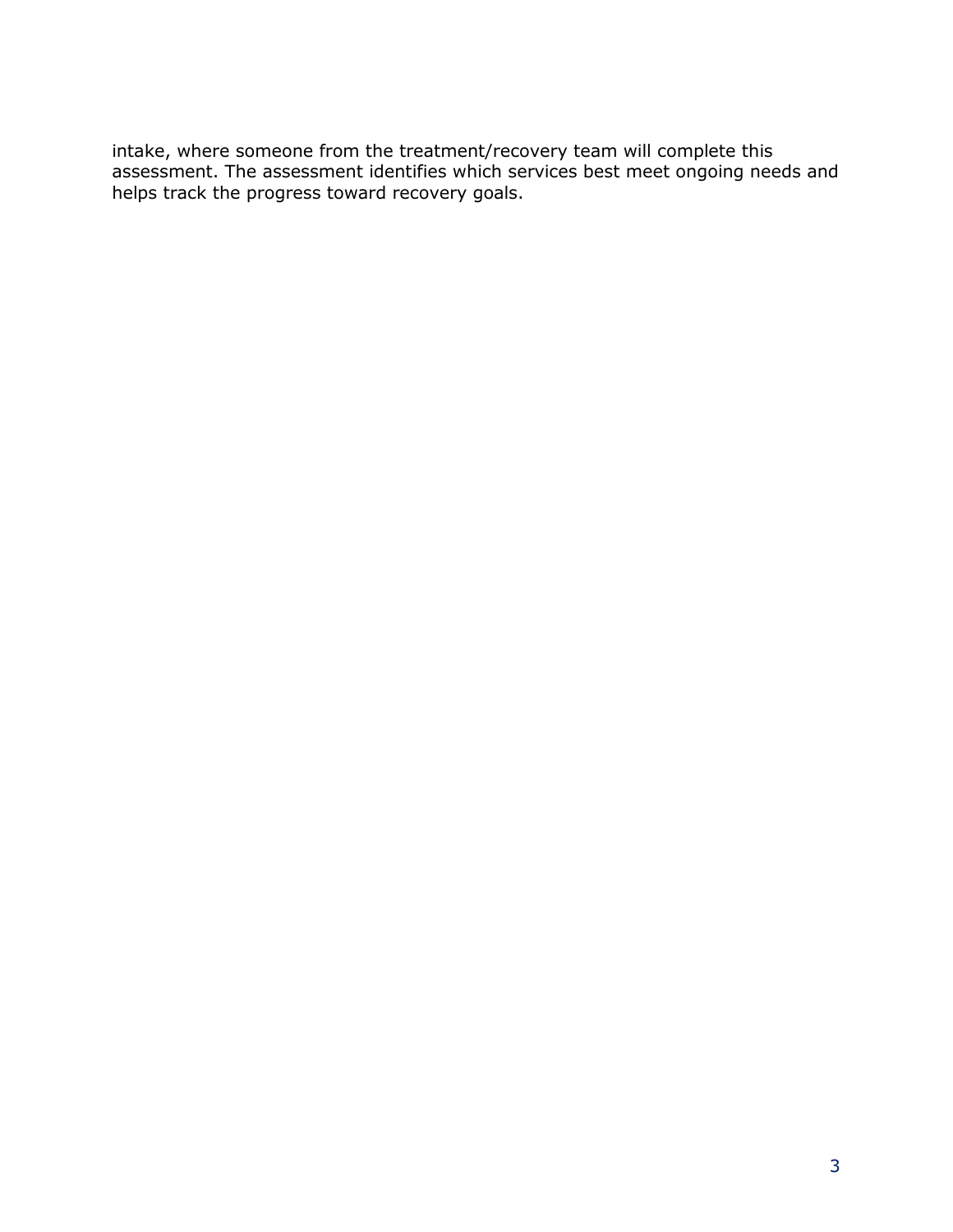intake, where someone from the treatment/recovery team will complete this assessment. The assessment identifies which services best meet ongoing needs and helps track the progress toward recovery goals.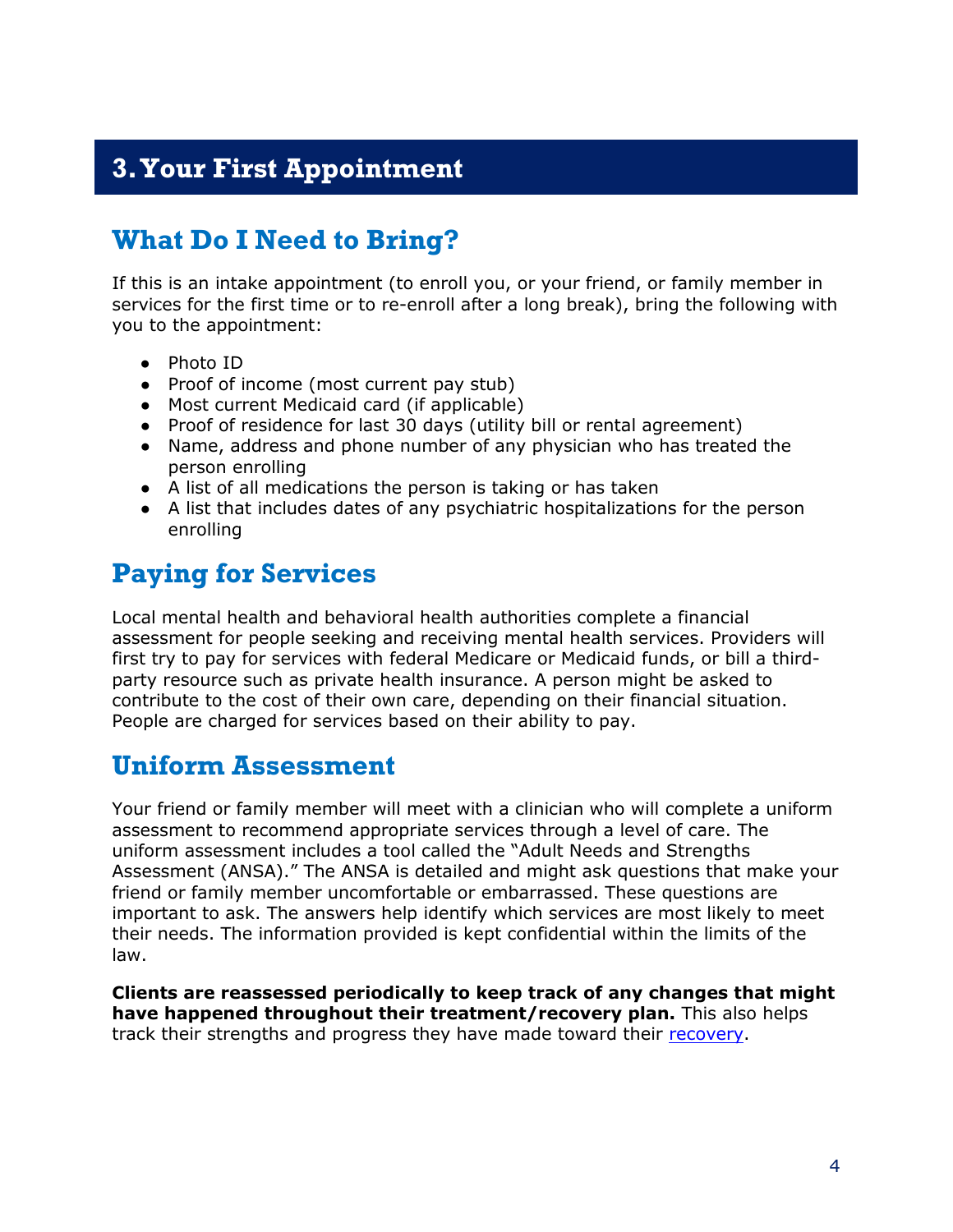# 3. Your First Appointment

## What Do I Need to Bring?

If this is an intake appointment (to enroll you, or your friend, or family member in services for the first time or to re-enroll after a long break), bring the following with you to the appointment:

- Photo ID
- Proof of income (most current pay stub)
- Most current Medicaid card (if applicable)
- Proof of residence for last 30 days (utility bill or rental agreement)
- Name, address and phone number of any physician who has treated the person enrolling
- A list of all medications the person is taking or has taken
- A list that includes dates of any psychiatric hospitalizations for the person enrolling

## Paying for Services

Local mental health and behavioral health authorities complete a financial assessment for people seeking and receiving mental health services. Providers will first try to pay for services with federal Medicare or Medicaid funds, or bill a third-party resource such as private health insurance. A person might be asked to contribute to the cost of their own care, depending on their financial situation. People are charged for services based on their ability to pay.

## Uniform Assessment

Your friend or family member will meet with a clinician who will complete a uniform assessment to recommend appropriate services through a level of care. The uniform assessment includes a tool called the "Adult Needs and Strengths Assessment (ANSA)." The ANSA is detailed and might ask questions that make your friend or family member uncomfortable or embarrassed. These questions are important to ask. The answers help identify which services are most likely to meet their needs. The information provided is kept confidential within the limits of the law.

**Clients are reassessed periodically to keep track of any changes that might have happened throughout their treatment/recovery plan.** This also helps track their strengths and progress they have made toward their recovery.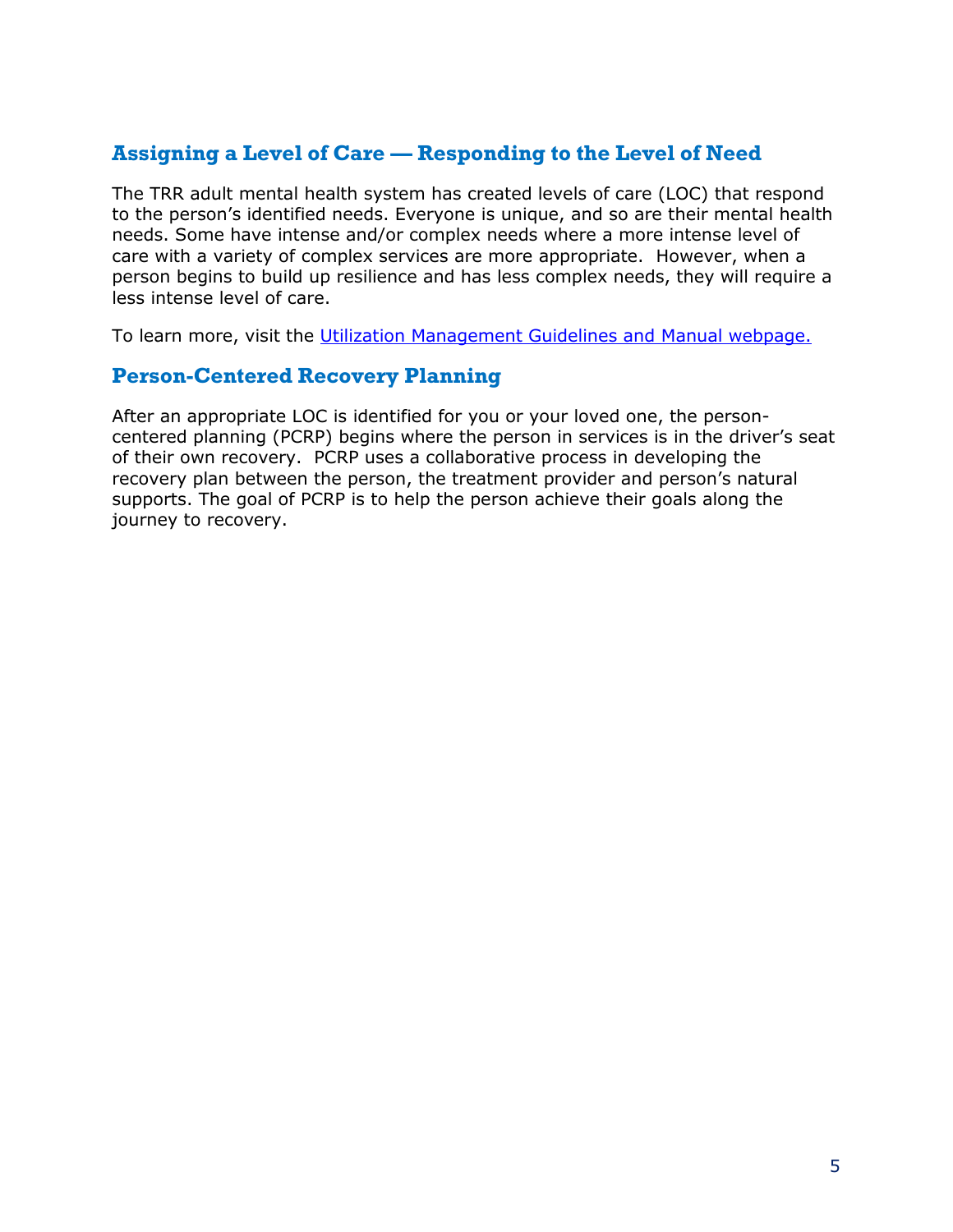## Assigning a Level of Care — Responding to the Level of Need

The TRR adult mental health system has created levels of care (LOC) that respond to the person's identified needs. Everyone is unique, and so are their mental health needs. Some have intense and/or complex needs where a more intense level of care with a variety of complex services are more appropriate. However, when a person begins to build up resilience and has less complex needs, they will require a less intense level of care.

To learn more, visit the Utilization Management Guidelines and Manual webpage.

## Person-Centered Recovery Planning

After an appropriate LOC is identified for you or your loved one, the person-centered planning (PCRP) begins where the person in services is in the driver's seat of their own recovery. PCRP uses a collaborative process in developing the recovery plan between the person, the treatment provider and person's natural supports. The goal of PCRP is to help the person achieve their goals along the journey to recovery.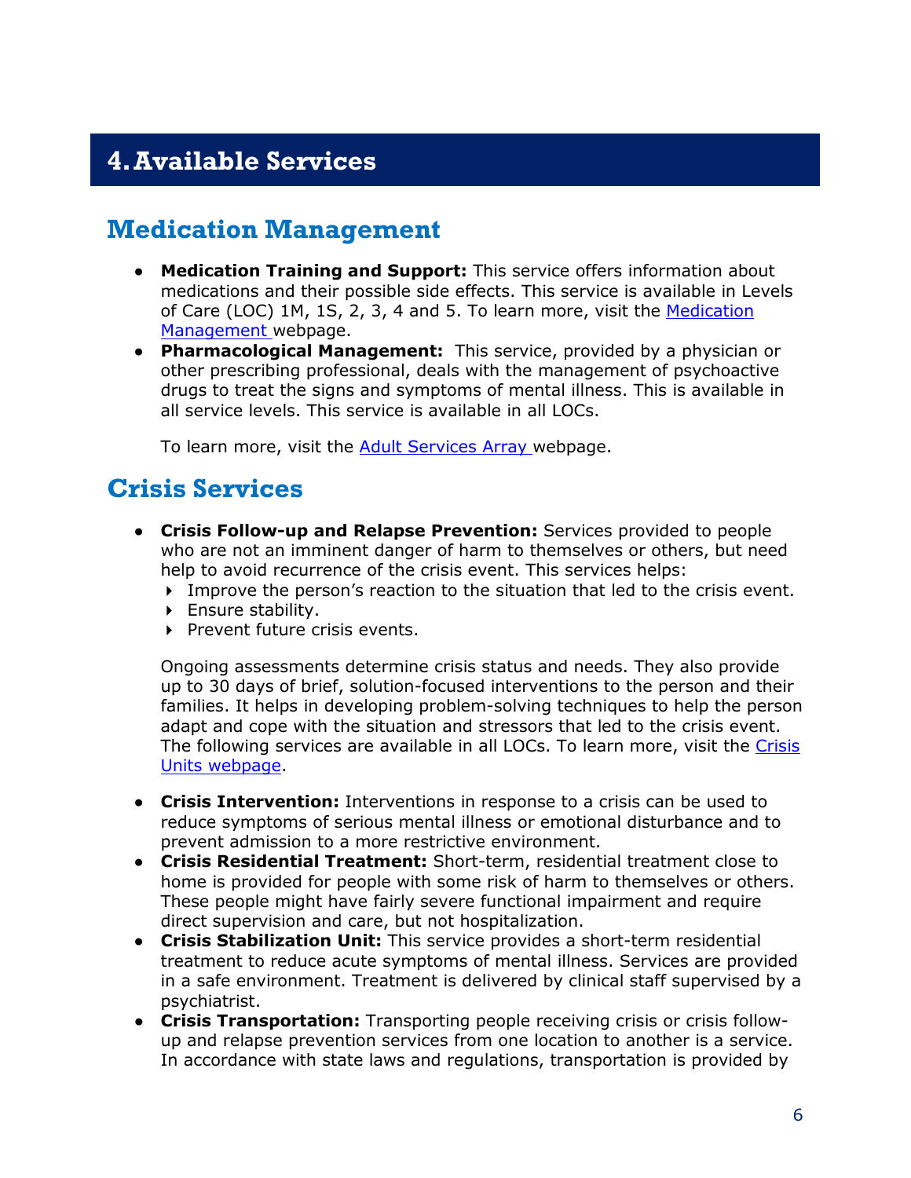# 4. Available Services

## Medication Management

- **Medication Training and Support:** This service offers information about medications and their possible side effects. This service is available in Levels of Care (LOC) 1M, 1S, 2, 3, 4 and 5. To learn more, visit the [Medication Management](#) webpage.
- **Pharmacological Management:** This service, provided by a physician or other prescribing professional, deals with the management of psychoactive drugs to treat the signs and symptoms of mental illness. This is available in all service levels. This service is available in all LOCs.

  To learn more, visit the [Adult Services Array](#) webpage.

## Crisis Services

- **Crisis Follow-up and Relapse Prevention:** Services provided to people who are not an imminent danger of harm to themselves or others, but need help to avoid recurrence of the crisis event. This services helps:
  - Improve the person's reaction to the situation that led to the crisis event.
  - Ensure stability.
  - Prevent future crisis events.

  Ongoing assessments determine crisis status and needs. They also provide up to 30 days of brief, solution-focused interventions to the person and their families. It helps in developing problem-solving techniques to help the person adapt and cope with the situation and stressors that led to the crisis event. The following services are available in all LOCs. To learn more, visit the [Crisis Units webpage](#).

- **Crisis Intervention:** Interventions in response to a crisis can be used to reduce symptoms of serious mental illness or emotional disturbance and to prevent admission to a more restrictive environment.
- **Crisis Residential Treatment:** Short-term, residential treatment close to home is provided for people with some risk of harm to themselves or others. These people might have fairly severe functional impairment and require direct supervision and care, but not hospitalization.
- **Crisis Stabilization Unit:** This service provides a short-term residential treatment to reduce acute symptoms of mental illness. Services are provided in a safe environment. Treatment is delivered by clinical staff supervised by a psychiatrist.
- **Crisis Transportation:** Transporting people receiving crisis or crisis follow-up and relapse prevention services from one location to another is a service. In accordance with state laws and regulations, transportation is provided by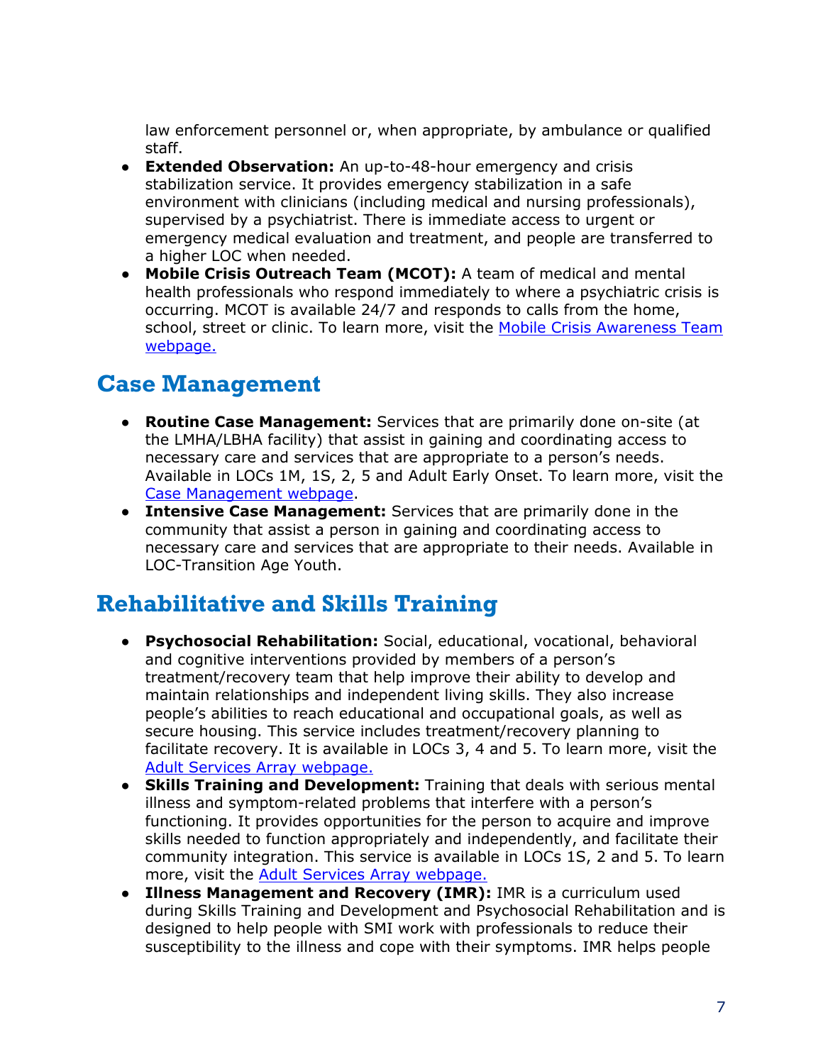law enforcement personnel or, when appropriate, by ambulance or qualified staff.

- **Extended Observation:** An up-to-48-hour emergency and crisis stabilization service. It provides emergency stabilization in a safe environment with clinicians (including medical and nursing professionals), supervised by a psychiatrist. There is immediate access to urgent or emergency medical evaluation and treatment, and people are transferred to a higher LOC when needed.
- **Mobile Crisis Outreach Team (MCOT):** A team of medical and mental health professionals who respond immediately to where a psychiatric crisis is occurring. MCOT is available 24/7 and responds to calls from the home, school, street or clinic. To learn more, visit the [Mobile Crisis Awareness Team webpage.]()

## Case Management

- **Routine Case Management:** Services that are primarily done on-site (at the LMHA/LBHA facility) that assist in gaining and coordinating access to necessary care and services that are appropriate to a person's needs. Available in LOCs 1M, 1S, 2, 5 and Adult Early Onset. To learn more, visit the [Case Management webpage]().
- **Intensive Case Management:** Services that are primarily done in the community that assist a person in gaining and coordinating access to necessary care and services that are appropriate to their needs. Available in LOC-Transition Age Youth.

## Rehabilitative and Skills Training

- **Psychosocial Rehabilitation:** Social, educational, vocational, behavioral and cognitive interventions provided by members of a person's treatment/recovery team that help improve their ability to develop and maintain relationships and independent living skills. They also increase people's abilities to reach educational and occupational goals, as well as secure housing. This service includes treatment/recovery planning to facilitate recovery. It is available in LOCs 3, 4 and 5. To learn more, visit the [Adult Services Array webpage.]()
- **Skills Training and Development:** Training that deals with serious mental illness and symptom-related problems that interfere with a person's functioning. It provides opportunities for the person to acquire and improve skills needed to function appropriately and independently, and facilitate their community integration. This service is available in LOCs 1S, 2 and 5. To learn more, visit the [Adult Services Array webpage.]()
- **Illness Management and Recovery (IMR):** IMR is a curriculum used during Skills Training and Development and Psychosocial Rehabilitation and is designed to help people with SMI work with professionals to reduce their susceptibility to the illness and cope with their symptoms. IMR helps people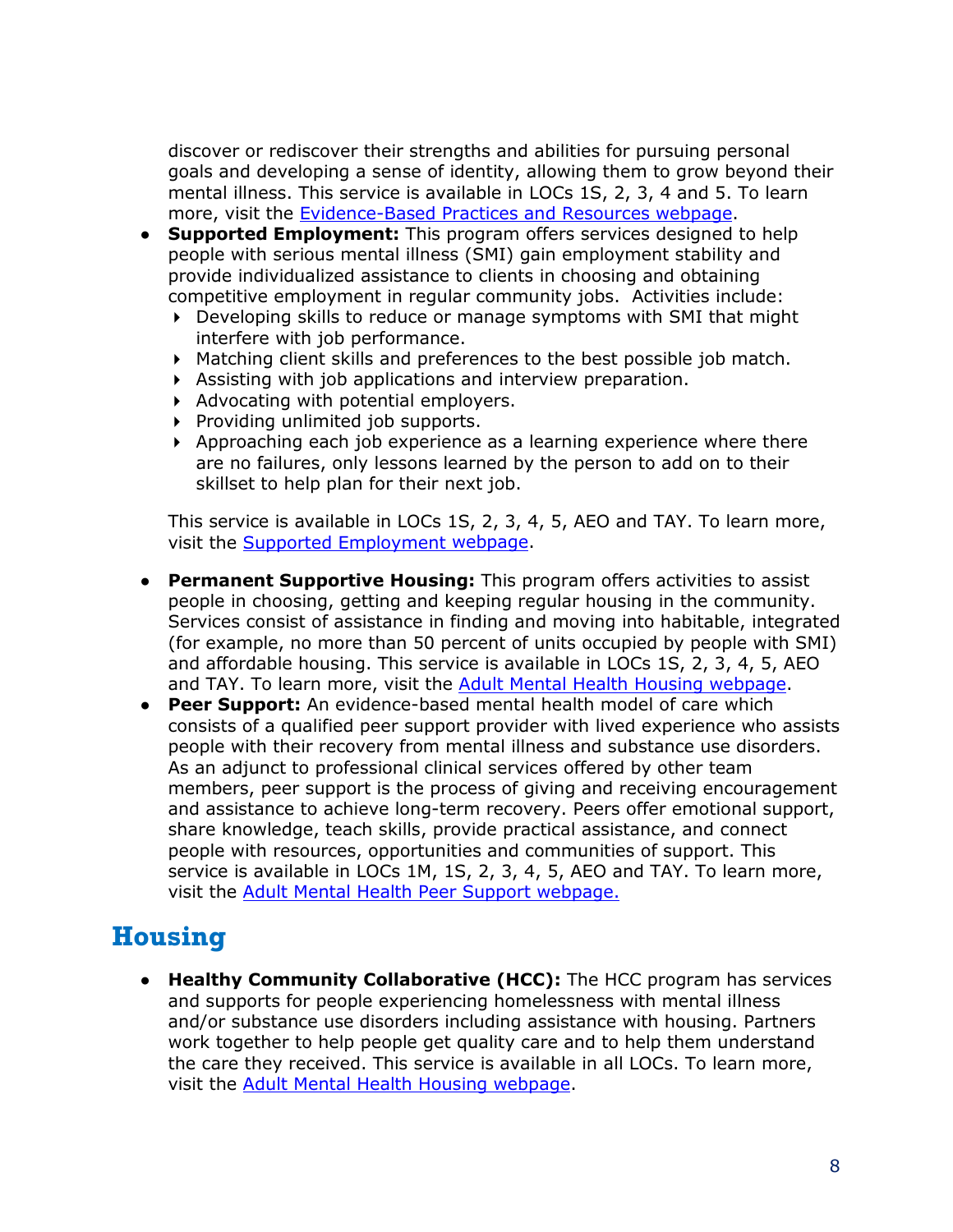discover or rediscover their strengths and abilities for pursuing personal goals and developing a sense of identity, allowing them to grow beyond their mental illness. This service is available in LOCs 1S, 2, 3, 4 and 5. To learn more, visit the [Evidence-Based Practices and Resources webpage](#).

- **Supported Employment:** This program offers services designed to help people with serious mental illness (SMI) gain employment stability and provide individualized assistance to clients in choosing and obtaining competitive employment in regular community jobs. Activities include:
  - Developing skills to reduce or manage symptoms with SMI that might interfere with job performance.
  - Matching client skills and preferences to the best possible job match.
  - Assisting with job applications and interview preparation.
  - Advocating with potential employers.
  - Providing unlimited job supports.
  - Approaching each job experience as a learning experience where there are no failures, only lessons learned by the person to add on to their skillset to help plan for their next job.

  This service is available in LOCs 1S, 2, 3, 4, 5, AEO and TAY. To learn more, visit the [Supported Employment webpage](#).

- **Permanent Supportive Housing:** This program offers activities to assist people in choosing, getting and keeping regular housing in the community. Services consist of assistance in finding and moving into habitable, integrated (for example, no more than 50 percent of units occupied by people with SMI) and affordable housing. This service is available in LOCs 1S, 2, 3, 4, 5, AEO and TAY. To learn more, visit the [Adult Mental Health Housing webpage](#).
- **Peer Support:** An evidence-based mental health model of care which consists of a qualified peer support provider with lived experience who assists people with their recovery from mental illness and substance use disorders. As an adjunct to professional clinical services offered by other team members, peer support is the process of giving and receiving encouragement and assistance to achieve long-term recovery. Peers offer emotional support, share knowledge, teach skills, provide practical assistance, and connect people with resources, opportunities and communities of support. This service is available in LOCs 1M, 1S, 2, 3, 4, 5, AEO and TAY. To learn more, visit the [Adult Mental Health Peer Support webpage.](#)

## Housing

- **Healthy Community Collaborative (HCC):** The HCC program has services and supports for people experiencing homelessness with mental illness and/or substance use disorders including assistance with housing. Partners work together to help people get quality care and to help them understand the care they received. This service is available in all LOCs. To learn more, visit the [Adult Mental Health Housing webpage](#).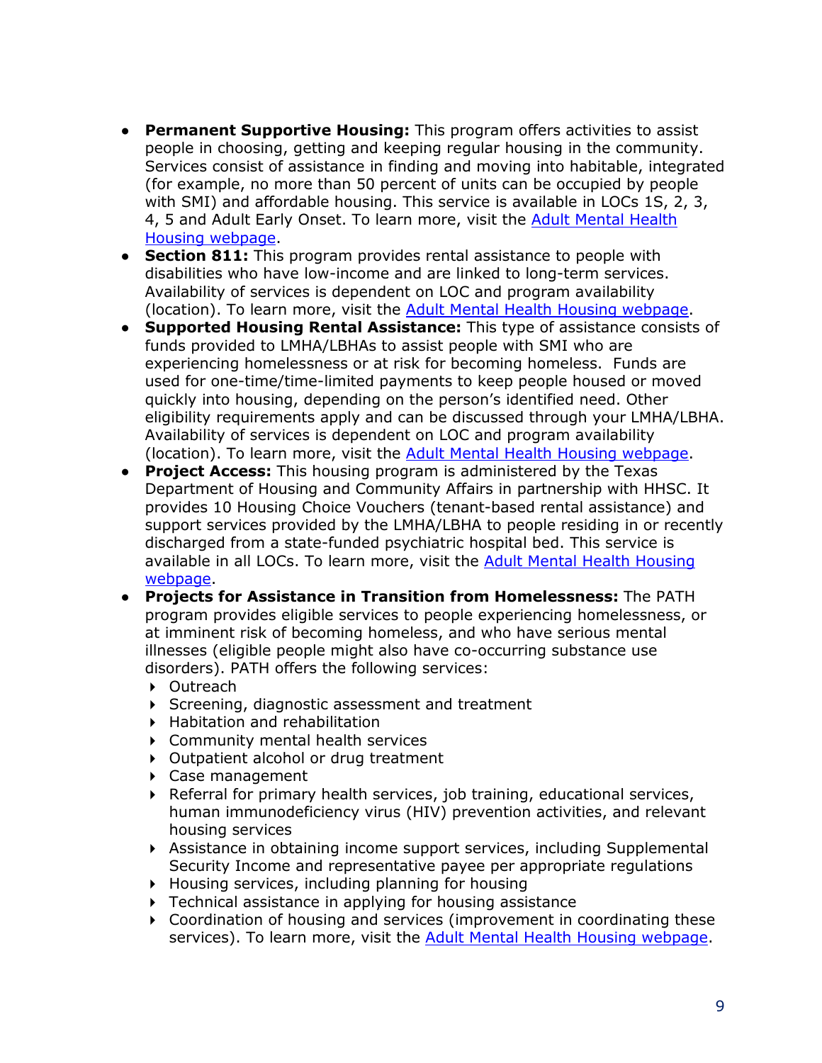- **Permanent Supportive Housing:** This program offers activities to assist people in choosing, getting and keeping regular housing in the community. Services consist of assistance in finding and moving into habitable, integrated (for example, no more than 50 percent of units can be occupied by people with SMI) and affordable housing. This service is available in LOCs 1S, 2, 3, 4, 5 and Adult Early Onset. To learn more, visit the [Adult Mental Health Housing webpage](#).
- **Section 811:** This program provides rental assistance to people with disabilities who have low-income and are linked to long-term services. Availability of services is dependent on LOC and program availability (location). To learn more, visit the [Adult Mental Health Housing webpage](#).
- **Supported Housing Rental Assistance:** This type of assistance consists of funds provided to LMHA/LBHAs to assist people with SMI who are experiencing homelessness or at risk for becoming homeless. Funds are used for one-time/time-limited payments to keep people housed or moved quickly into housing, depending on the person's identified need. Other eligibility requirements apply and can be discussed through your LMHA/LBHA. Availability of services is dependent on LOC and program availability (location). To learn more, visit the [Adult Mental Health Housing webpage](#).
- **Project Access:** This housing program is administered by the Texas Department of Housing and Community Affairs in partnership with HHSC. It provides 10 Housing Choice Vouchers (tenant-based rental assistance) and support services provided by the LMHA/LBHA to people residing in or recently discharged from a state-funded psychiatric hospital bed. This service is available in all LOCs. To learn more, visit the [Adult Mental Health Housing webpage](#).
- **Projects for Assistance in Transition from Homelessness:** The PATH program provides eligible services to people experiencing homelessness, or at imminent risk of becoming homeless, and who have serious mental illnesses (eligible people might also have co-occurring substance use disorders). PATH offers the following services:
  - Outreach
  - Screening, diagnostic assessment and treatment
  - Habitation and rehabilitation
  - Community mental health services
  - Outpatient alcohol or drug treatment
  - Case management
  - Referral for primary health services, job training, educational services, human immunodeficiency virus (HIV) prevention activities, and relevant housing services
  - Assistance in obtaining income support services, including Supplemental Security Income and representative payee per appropriate regulations
  - Housing services, including planning for housing
  - Technical assistance in applying for housing assistance
  - Coordination of housing and services (improvement in coordinating these services). To learn more, visit the [Adult Mental Health Housing webpage](#).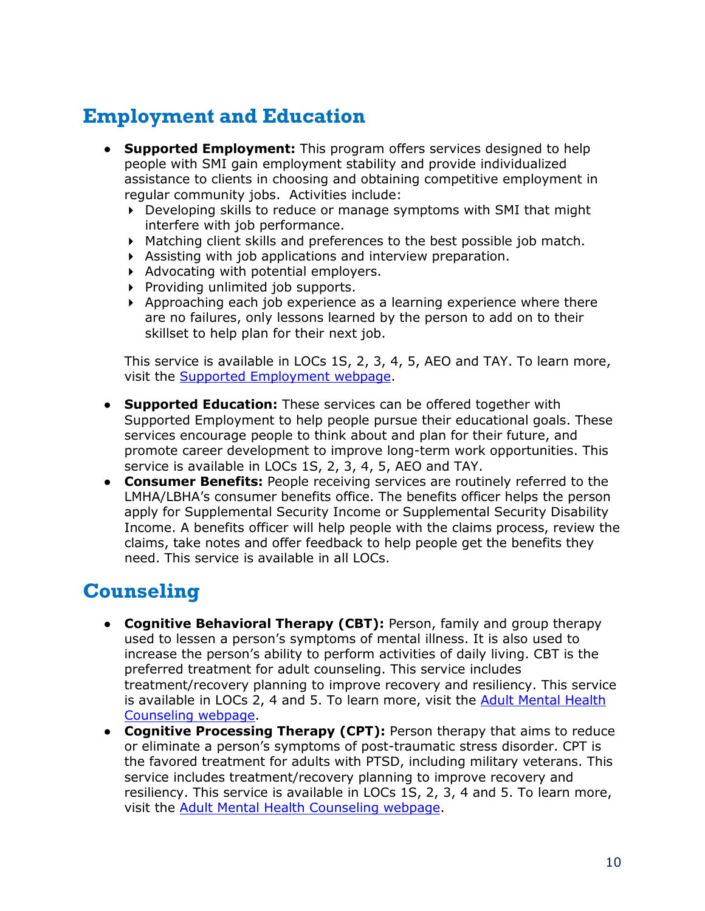## Employment and Education

- **Supported Employment:** This program offers services designed to help people with SMI gain employment stability and provide individualized assistance to clients in choosing and obtaining competitive employment in regular community jobs. Activities include:
  - Developing skills to reduce or manage symptoms with SMI that might interfere with job performance.
  - Matching client skills and preferences to the best possible job match.
  - Assisting with job applications and interview preparation.
  - Advocating with potential employers.
  - Providing unlimited job supports.
  - Approaching each job experience as a learning experience where there are no failures, only lessons learned by the person to add on to their skillset to help plan for their next job.

  This service is available in LOCs 1S, 2, 3, 4, 5, AEO and TAY. To learn more, visit the Supported Employment webpage.

- **Supported Education:** These services can be offered together with Supported Employment to help people pursue their educational goals. These services encourage people to think about and plan for their future, and promote career development to improve long-term work opportunities. This service is available in LOCs 1S, 2, 3, 4, 5, AEO and TAY.
- **Consumer Benefits:** People receiving services are routinely referred to the LMHA/LBHA's consumer benefits office. The benefits officer helps the person apply for Supplemental Security Income or Supplemental Security Disability Income. A benefits officer will help people with the claims process, review the claims, take notes and offer feedback to help people get the benefits they need. This service is available in all LOCs.

## Counseling

- **Cognitive Behavioral Therapy (CBT):** Person, family and group therapy used to lessen a person's symptoms of mental illness. It is also used to increase the person's ability to perform activities of daily living. CBT is the preferred treatment for adult counseling. This service includes treatment/recovery planning to improve recovery and resiliency. This service is available in LOCs 2, 4 and 5. To learn more, visit the Adult Mental Health Counseling webpage.
- **Cognitive Processing Therapy (CPT):** Person therapy that aims to reduce or eliminate a person's symptoms of post-traumatic stress disorder. CPT is the favored treatment for adults with PTSD, including military veterans. This service includes treatment/recovery planning to improve recovery and resiliency. This service is available in LOCs 1S, 2, 3, 4 and 5. To learn more, visit the Adult Mental Health Counseling webpage.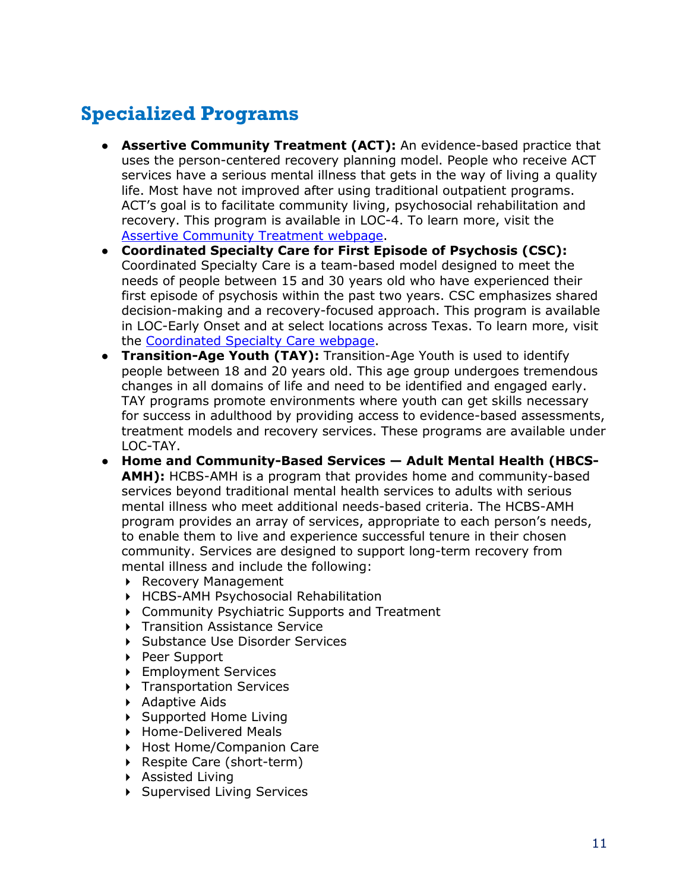## Specialized Programs

- **Assertive Community Treatment (ACT):** An evidence-based practice that uses the person-centered recovery planning model. People who receive ACT services have a serious mental illness that gets in the way of living a quality life. Most have not improved after using traditional outpatient programs. ACT's goal is to facilitate community living, psychosocial rehabilitation and recovery. This program is available in LOC-4. To learn more, visit the [Assertive Community Treatment webpage](#).
- **Coordinated Specialty Care for First Episode of Psychosis (CSC):** Coordinated Specialty Care is a team-based model designed to meet the needs of people between 15 and 30 years old who have experienced their first episode of psychosis within the past two years. CSC emphasizes shared decision-making and a recovery-focused approach. This program is available in LOC-Early Onset and at select locations across Texas. To learn more, visit the [Coordinated Specialty Care webpage](#).
- **Transition-Age Youth (TAY):** Transition-Age Youth is used to identify people between 18 and 20 years old. This age group undergoes tremendous changes in all domains of life and need to be identified and engaged early. TAY programs promote environments where youth can get skills necessary for success in adulthood by providing access to evidence-based assessments, treatment models and recovery services. These programs are available under LOC-TAY.
- **Home and Community-Based Services — Adult Mental Health (HBCS-AMH):** HCBS-AMH is a program that provides home and community-based services beyond traditional mental health services to adults with serious mental illness who meet additional needs-based criteria. The HCBS-AMH program provides an array of services, appropriate to each person's needs, to enable them to live and experience successful tenure in their chosen community. Services are designed to support long-term recovery from mental illness and include the following:
  - Recovery Management
  - HCBS-AMH Psychosocial Rehabilitation
  - Community Psychiatric Supports and Treatment
  - Transition Assistance Service
  - Substance Use Disorder Services
  - Peer Support
  - Employment Services
  - Transportation Services
  - Adaptive Aids
  - Supported Home Living
  - Home-Delivered Meals
  - Host Home/Companion Care
  - Respite Care (short-term)
  - Assisted Living
  - Supervised Living Services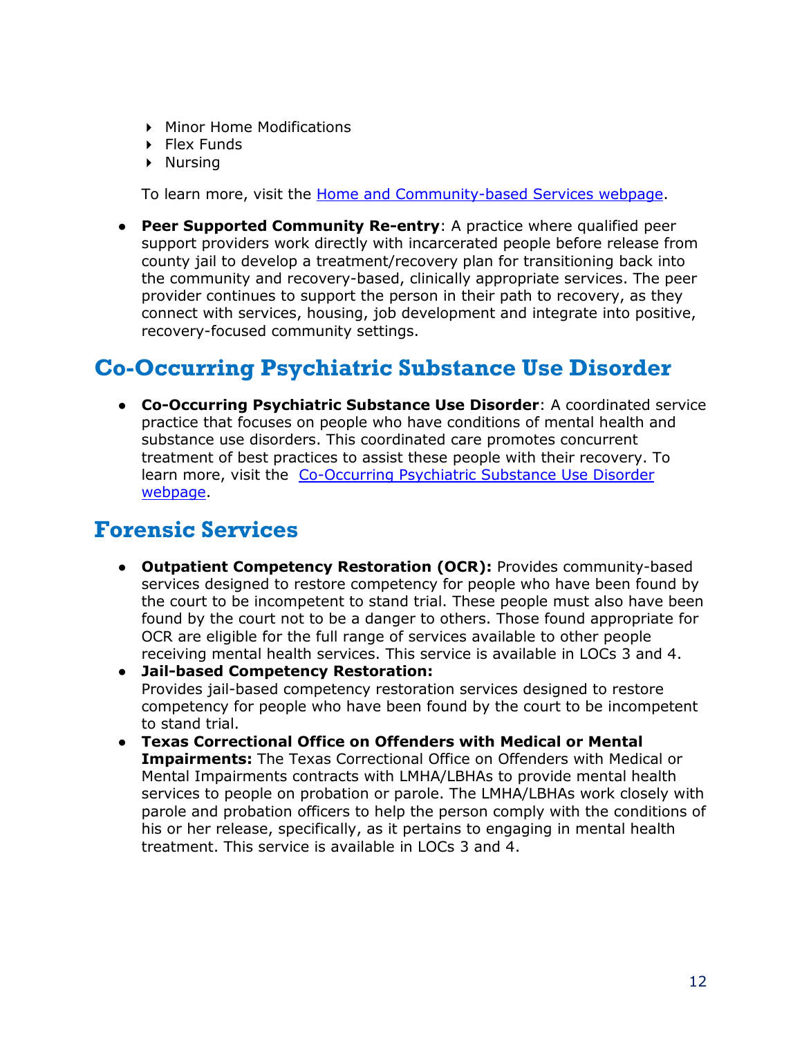- Minor Home Modifications
- Flex Funds
- Nursing

To learn more, visit the [Home and Community-based Services webpage](#).

- **Peer Supported Community Re-entry**: A practice where qualified peer support providers work directly with incarcerated people before release from county jail to develop a treatment/recovery plan for transitioning back into the community and recovery-based, clinically appropriate services. The peer provider continues to support the person in their path to recovery, as they connect with services, housing, job development and integrate into positive, recovery-focused community settings.

## Co-Occurring Psychiatric Substance Use Disorder

- **Co-Occurring Psychiatric Substance Use Disorder**: A coordinated service practice that focuses on people who have conditions of mental health and substance use disorders. This coordinated care promotes concurrent treatment of best practices to assist these people with their recovery. To learn more, visit the [Co-Occurring Psychiatric Substance Use Disorder webpage](#).

## Forensic Services

- **Outpatient Competency Restoration (OCR):** Provides community-based services designed to restore competency for people who have been found by the court to be incompetent to stand trial. These people must also have been found by the court not to be a danger to others. Those found appropriate for OCR are eligible for the full range of services available to other people receiving mental health services. This service is available in LOCs 3 and 4.
- **Jail-based Competency Restoration:** Provides jail-based competency restoration services designed to restore competency for people who have been found by the court to be incompetent to stand trial.
- **Texas Correctional Office on Offenders with Medical or Mental Impairments:** The Texas Correctional Office on Offenders with Medical or Mental Impairments contracts with LMHA/LBHAs to provide mental health services to people on probation or parole. The LMHA/LBHAs work closely with parole and probation officers to help the person comply with the conditions of his or her release, specifically, as it pertains to engaging in mental health treatment. This service is available in LOCs 3 and 4.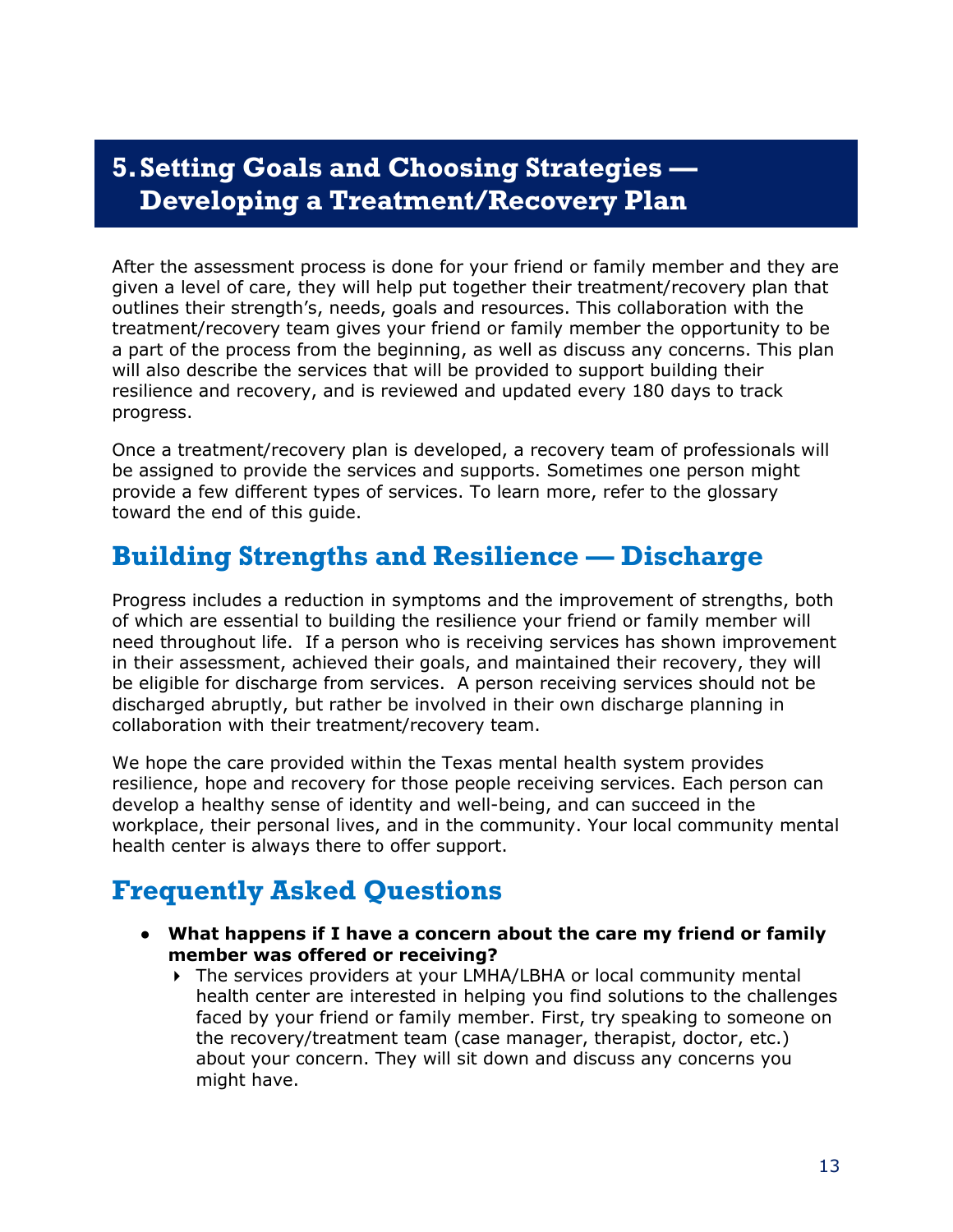# 5. Setting Goals and Choosing Strategies — Developing a Treatment/Recovery Plan

After the assessment process is done for your friend or family member and they are given a level of care, they will help put together their treatment/recovery plan that outlines their strength's, needs, goals and resources. This collaboration with the treatment/recovery team gives your friend or family member the opportunity to be a part of the process from the beginning, as well as discuss any concerns. This plan will also describe the services that will be provided to support building their resilience and recovery, and is reviewed and updated every 180 days to track progress.

Once a treatment/recovery plan is developed, a recovery team of professionals will be assigned to provide the services and supports. Sometimes one person might provide a few different types of services. To learn more, refer to the glossary toward the end of this guide.

## Building Strengths and Resilience — Discharge

Progress includes a reduction in symptoms and the improvement of strengths, both of which are essential to building the resilience your friend or family member will need throughout life. If a person who is receiving services has shown improvement in their assessment, achieved their goals, and maintained their recovery, they will be eligible for discharge from services. A person receiving services should not be discharged abruptly, but rather be involved in their own discharge planning in collaboration with their treatment/recovery team.

We hope the care provided within the Texas mental health system provides resilience, hope and recovery for those people receiving services. Each person can develop a healthy sense of identity and well-being, and can succeed in the workplace, their personal lives, and in the community. Your local community mental health center is always there to offer support.

## Frequently Asked Questions

- **What happens if I have a concern about the care my friend or family member was offered or receiving?**
  - The services providers at your LMHA/LBHA or local community mental health center are interested in helping you find solutions to the challenges faced by your friend or family member. First, try speaking to someone on the recovery/treatment team (case manager, therapist, doctor, etc.) about your concern. They will sit down and discuss any concerns you might have.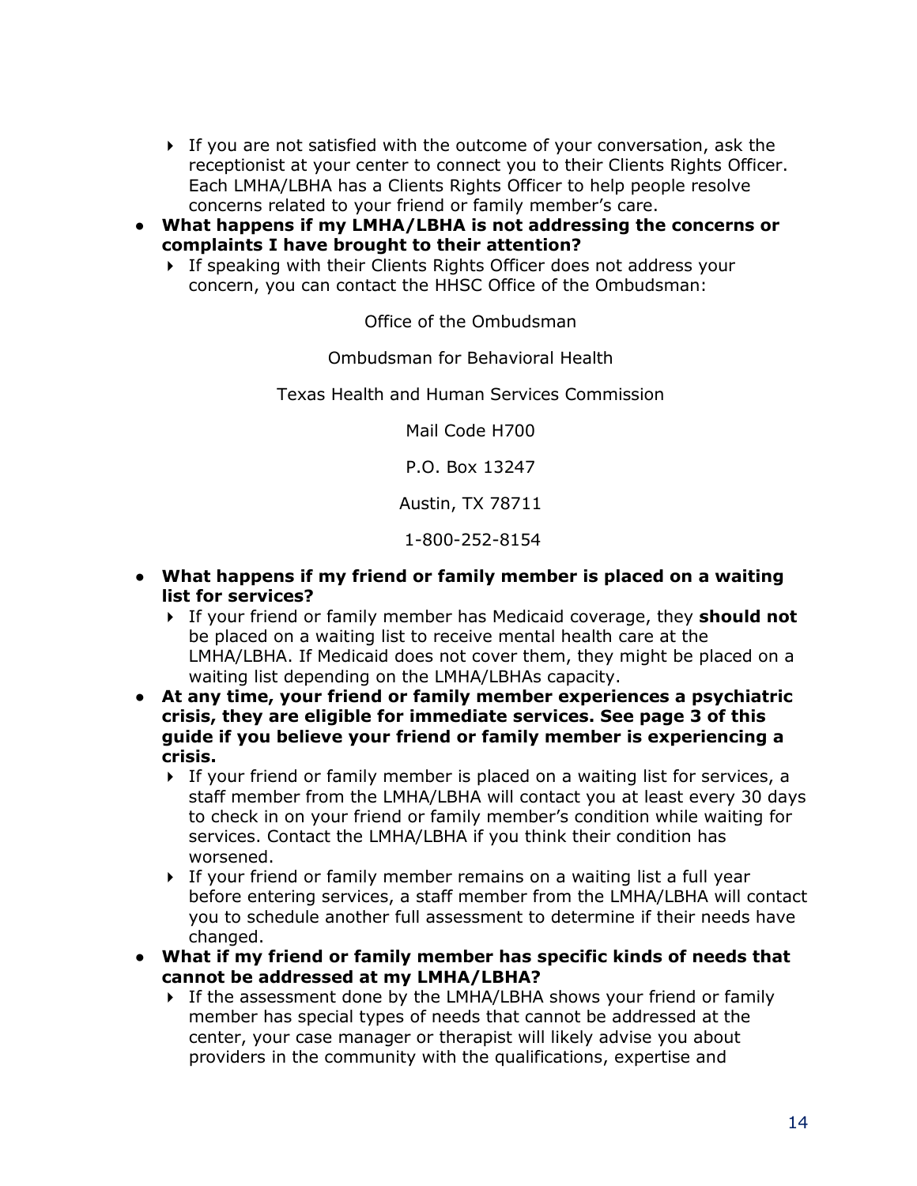- If you are not satisfied with the outcome of your conversation, ask the receptionist at your center to connect you to their Clients Rights Officer. Each LMHA/LBHA has a Clients Rights Officer to help people resolve concerns related to your friend or family member's care.

- **What happens if my LMHA/LBHA is not addressing the concerns or complaints I have brought to their attention?**
  - If speaking with their Clients Rights Officer does not address your concern, you can contact the HHSC Office of the Ombudsman:

    Office of the Ombudsman

    Ombudsman for Behavioral Health

    Texas Health and Human Services Commission

    Mail Code H700

    P.O. Box 13247

    Austin, TX 78711

    1-800-252-8154

- **What happens if my friend or family member is placed on a waiting list for services?**
  - If your friend or family member has Medicaid coverage, they **should not** be placed on a waiting list to receive mental health care at the LMHA/LBHA. If Medicaid does not cover them, they might be placed on a waiting list depending on the LMHA/LBHAs capacity.

- **At any time, your friend or family member experiences a psychiatric crisis, they are eligible for immediate services. See page 3 of this guide if you believe your friend or family member is experiencing a crisis.**
  - If your friend or family member is placed on a waiting list for services, a staff member from the LMHA/LBHA will contact you at least every 30 days to check in on your friend or family member's condition while waiting for services. Contact the LMHA/LBHA if you think their condition has worsened.
  - If your friend or family member remains on a waiting list a full year before entering services, a staff member from the LMHA/LBHA will contact you to schedule another full assessment to determine if their needs have changed.

- **What if my friend or family member has specific kinds of needs that cannot be addressed at my LMHA/LBHA?**
  - If the assessment done by the LMHA/LBHA shows your friend or family member has special types of needs that cannot be addressed at the center, your case manager or therapist will likely advise you about providers in the community with the qualifications, expertise and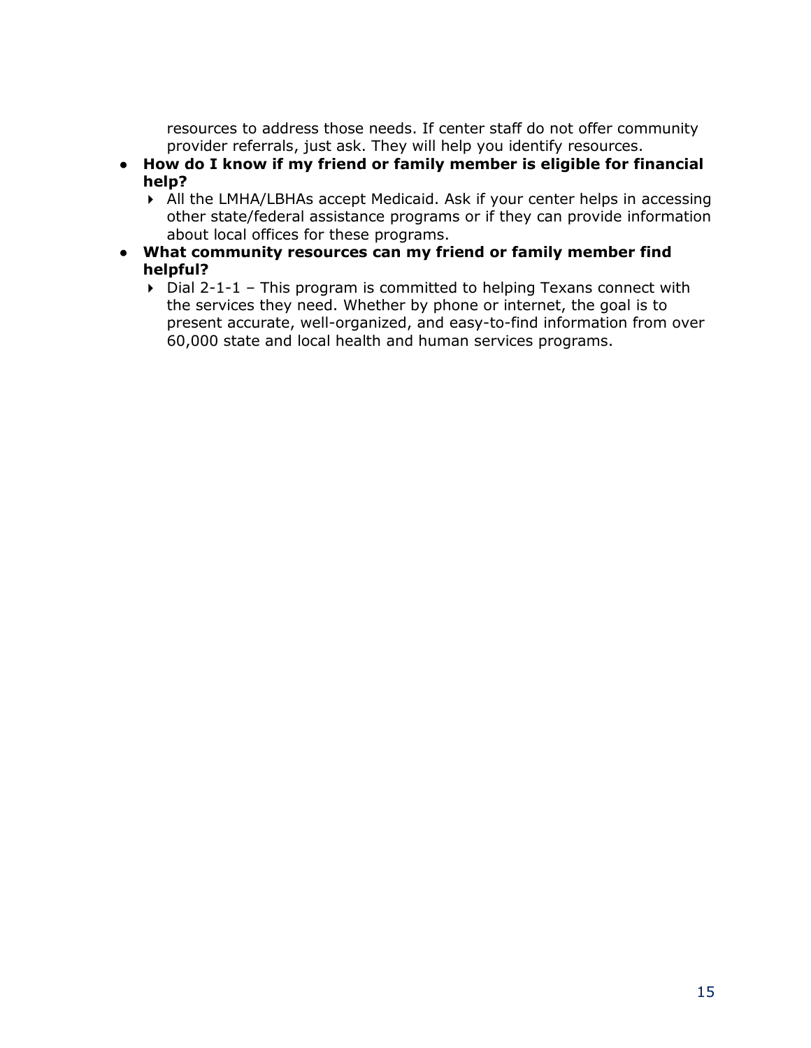resources to address those needs. If center staff do not offer community provider referrals, just ask. They will help you identify resources.

- **How do I know if my friend or family member is eligible for financial help?**
  - All the LMHA/LBHAs accept Medicaid. Ask if your center helps in accessing other state/federal assistance programs or if they can provide information about local offices for these programs.
- **What community resources can my friend or family member find helpful?**
  - Dial 2-1-1 – This program is committed to helping Texans connect with the services they need. Whether by phone or internet, the goal is to present accurate, well-organized, and easy-to-find information from over 60,000 state and local health and human services programs.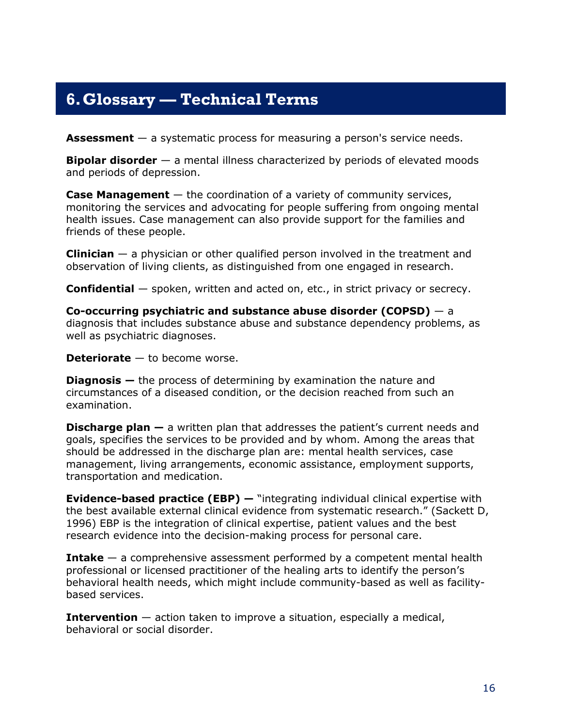## 6. Glossary — Technical Terms

**Assessment** — a systematic process for measuring a person's service needs.

**Bipolar disorder** — a mental illness characterized by periods of elevated moods and periods of depression.

**Case Management** — the coordination of a variety of community services, monitoring the services and advocating for people suffering from ongoing mental health issues. Case management can also provide support for the families and friends of these people.

**Clinician** — a physician or other qualified person involved in the treatment and observation of living clients, as distinguished from one engaged in research.

**Confidential** — spoken, written and acted on, etc., in strict privacy or secrecy.

**Co-occurring psychiatric and substance abuse disorder (COPSD)** — a diagnosis that includes substance abuse and substance dependency problems, as well as psychiatric diagnoses.

**Deteriorate** — to become worse.

**Diagnosis —** the process of determining by examination the nature and circumstances of a diseased condition, or the decision reached from such an examination.

**Discharge plan —** a written plan that addresses the patient's current needs and goals, specifies the services to be provided and by whom. Among the areas that should be addressed in the discharge plan are: mental health services, case management, living arrangements, economic assistance, employment supports, transportation and medication.

**Evidence-based practice (EBP) —** "integrating individual clinical expertise with the best available external clinical evidence from systematic research." (Sackett D, 1996) EBP is the integration of clinical expertise, patient values and the best research evidence into the decision-making process for personal care.

**Intake** — a comprehensive assessment performed by a competent mental health professional or licensed practitioner of the healing arts to identify the person's behavioral health needs, which might include community-based as well as facility-based services.

**Intervention** — action taken to improve a situation, especially a medical, behavioral or social disorder.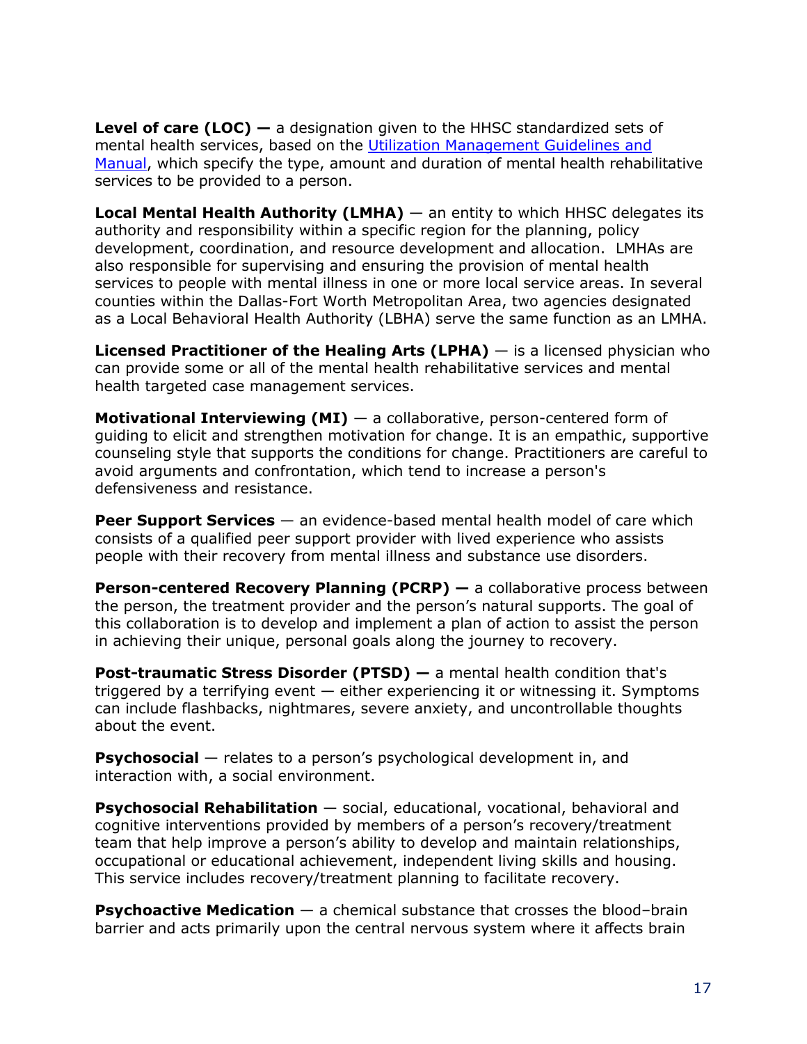**Level of care (LOC) —** a designation given to the HHSC standardized sets of mental health services, based on the [Utilization Management Guidelines and Manual](), which specify the type, amount and duration of mental health rehabilitative services to be provided to a person.

**Local Mental Health Authority (LMHA)** — an entity to which HHSC delegates its authority and responsibility within a specific region for the planning, policy development, coordination, and resource development and allocation. LMHAs are also responsible for supervising and ensuring the provision of mental health services to people with mental illness in one or more local service areas. In several counties within the Dallas-Fort Worth Metropolitan Area, two agencies designated as a Local Behavioral Health Authority (LBHA) serve the same function as an LMHA.

**Licensed Practitioner of the Healing Arts (LPHA)** — is a licensed physician who can provide some or all of the mental health rehabilitative services and mental health targeted case management services.

**Motivational Interviewing (MI)** — a collaborative, person-centered form of guiding to elicit and strengthen motivation for change. It is an empathic, supportive counseling style that supports the conditions for change. Practitioners are careful to avoid arguments and confrontation, which tend to increase a person's defensiveness and resistance.

**Peer Support Services** — an evidence-based mental health model of care which consists of a qualified peer support provider with lived experience who assists people with their recovery from mental illness and substance use disorders.

**Person-centered Recovery Planning (PCRP) —** a collaborative process between the person, the treatment provider and the person's natural supports. The goal of this collaboration is to develop and implement a plan of action to assist the person in achieving their unique, personal goals along the journey to recovery.

**Post-traumatic Stress Disorder (PTSD) —** a mental health condition that's triggered by a terrifying event — either experiencing it or witnessing it. Symptoms can include flashbacks, nightmares, severe anxiety, and uncontrollable thoughts about the event.

**Psychosocial** — relates to a person's psychological development in, and interaction with, a social environment.

**Psychosocial Rehabilitation** — social, educational, vocational, behavioral and cognitive interventions provided by members of a person's recovery/treatment team that help improve a person's ability to develop and maintain relationships, occupational or educational achievement, independent living skills and housing. This service includes recovery/treatment planning to facilitate recovery.

**Psychoactive Medication** — a chemical substance that crosses the blood–brain barrier and acts primarily upon the central nervous system where it affects brain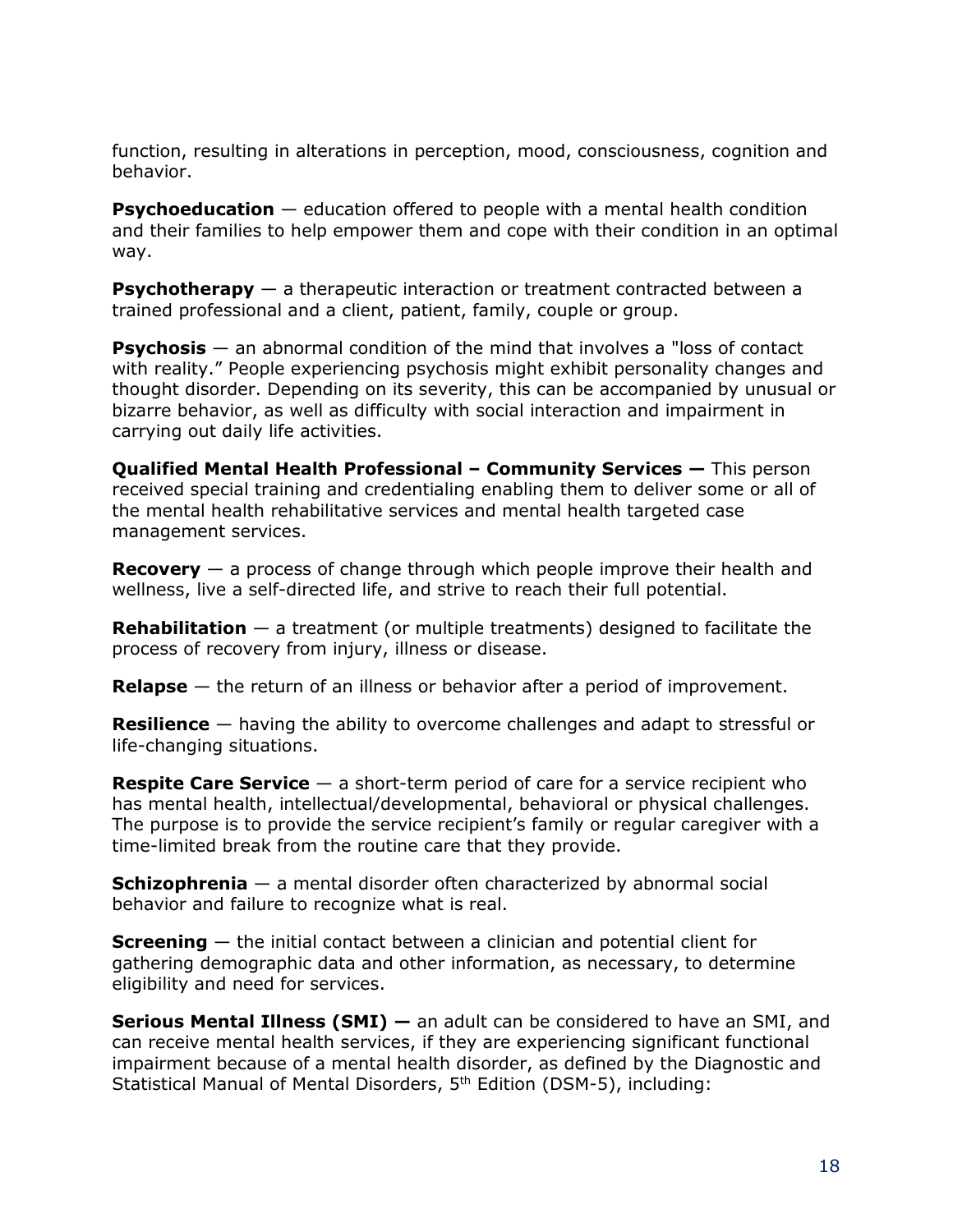function, resulting in alterations in perception, mood, consciousness, cognition and behavior.

**Psychoeducation** — education offered to people with a mental health condition and their families to help empower them and cope with their condition in an optimal way.

**Psychotherapy** — a therapeutic interaction or treatment contracted between a trained professional and a client, patient, family, couple or group.

**Psychosis** — an abnormal condition of the mind that involves a "loss of contact with reality." People experiencing psychosis might exhibit personality changes and thought disorder. Depending on its severity, this can be accompanied by unusual or bizarre behavior, as well as difficulty with social interaction and impairment in carrying out daily life activities.

**Qualified Mental Health Professional – Community Services —** This person received special training and credentialing enabling them to deliver some or all of the mental health rehabilitative services and mental health targeted case management services.

**Recovery** — a process of change through which people improve their health and wellness, live a self-directed life, and strive to reach their full potential.

**Rehabilitation** — a treatment (or multiple treatments) designed to facilitate the process of recovery from injury, illness or disease.

**Relapse** — the return of an illness or behavior after a period of improvement.

**Resilience** — having the ability to overcome challenges and adapt to stressful or life-changing situations.

**Respite Care Service** — a short-term period of care for a service recipient who has mental health, intellectual/developmental, behavioral or physical challenges. The purpose is to provide the service recipient's family or regular caregiver with a time-limited break from the routine care that they provide.

**Schizophrenia** — a mental disorder often characterized by abnormal social behavior and failure to recognize what is real.

**Screening** — the initial contact between a clinician and potential client for gathering demographic data and other information, as necessary, to determine eligibility and need for services.

**Serious Mental Illness (SMI) —** an adult can be considered to have an SMI, and can receive mental health services, if they are experiencing significant functional impairment because of a mental health disorder, as defined by the Diagnostic and Statistical Manual of Mental Disorders, 5th Edition (DSM-5), including: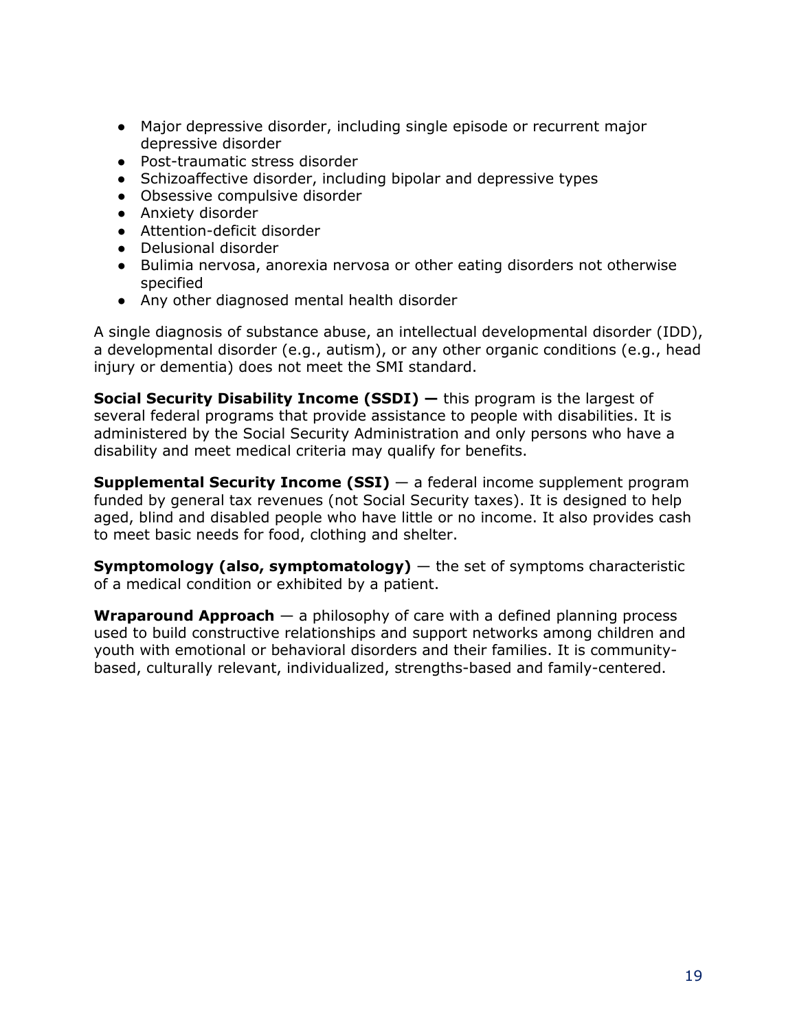- Major depressive disorder, including single episode or recurrent major depressive disorder
- Post-traumatic stress disorder
- Schizoaffective disorder, including bipolar and depressive types
- Obsessive compulsive disorder
- Anxiety disorder
- Attention-deficit disorder
- Delusional disorder
- Bulimia nervosa, anorexia nervosa or other eating disorders not otherwise specified
- Any other diagnosed mental health disorder

A single diagnosis of substance abuse, an intellectual developmental disorder (IDD), a developmental disorder (e.g., autism), or any other organic conditions (e.g., head injury or dementia) does not meet the SMI standard.

**Social Security Disability Income (SSDI) —** this program is the largest of several federal programs that provide assistance to people with disabilities. It is administered by the Social Security Administration and only persons who have a disability and meet medical criteria may qualify for benefits.

**Supplemental Security Income (SSI)** — a federal income supplement program funded by general tax revenues (not Social Security taxes). It is designed to help aged, blind and disabled people who have little or no income. It also provides cash to meet basic needs for food, clothing and shelter.

**Symptomology (also, symptomatology)** — the set of symptoms characteristic of a medical condition or exhibited by a patient.

**Wraparound Approach** — a philosophy of care with a defined planning process used to build constructive relationships and support networks among children and youth with emotional or behavioral disorders and their families. It is community-based, culturally relevant, individualized, strengths-based and family-centered.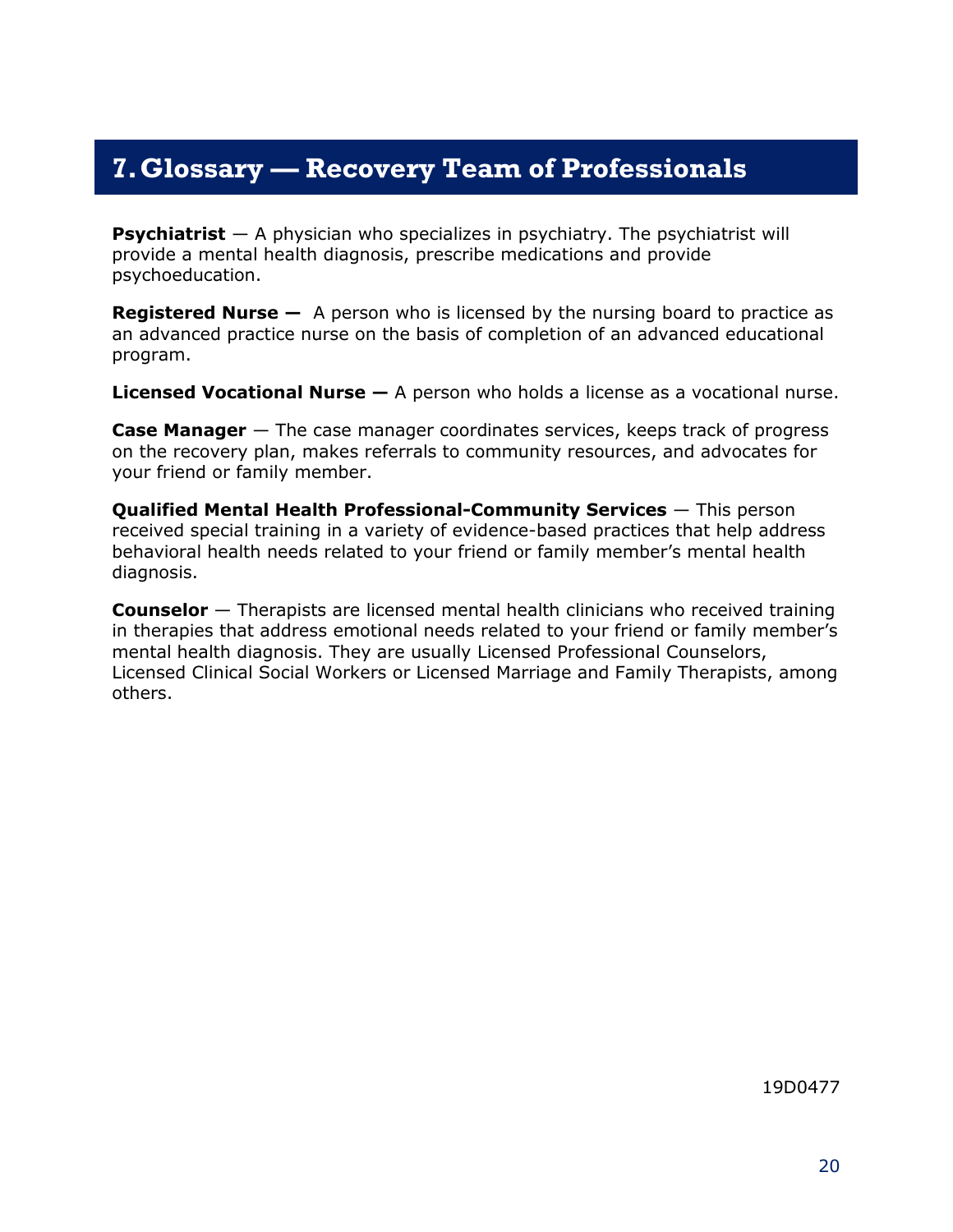## 7. Glossary — Recovery Team of Professionals

**Psychiatrist** — A physician who specializes in psychiatry. The psychiatrist will provide a mental health diagnosis, prescribe medications and provide psychoeducation.

**Registered Nurse —** A person who is licensed by the nursing board to practice as an advanced practice nurse on the basis of completion of an advanced educational program.

**Licensed Vocational Nurse —** A person who holds a license as a vocational nurse.

**Case Manager** — The case manager coordinates services, keeps track of progress on the recovery plan, makes referrals to community resources, and advocates for your friend or family member.

**Qualified Mental Health Professional-Community Services** — This person received special training in a variety of evidence-based practices that help address behavioral health needs related to your friend or family member's mental health diagnosis.

**Counselor** — Therapists are licensed mental health clinicians who received training in therapies that address emotional needs related to your friend or family member's mental health diagnosis. They are usually Licensed Professional Counselors, Licensed Clinical Social Workers or Licensed Marriage and Family Therapists, among others.

19D0477